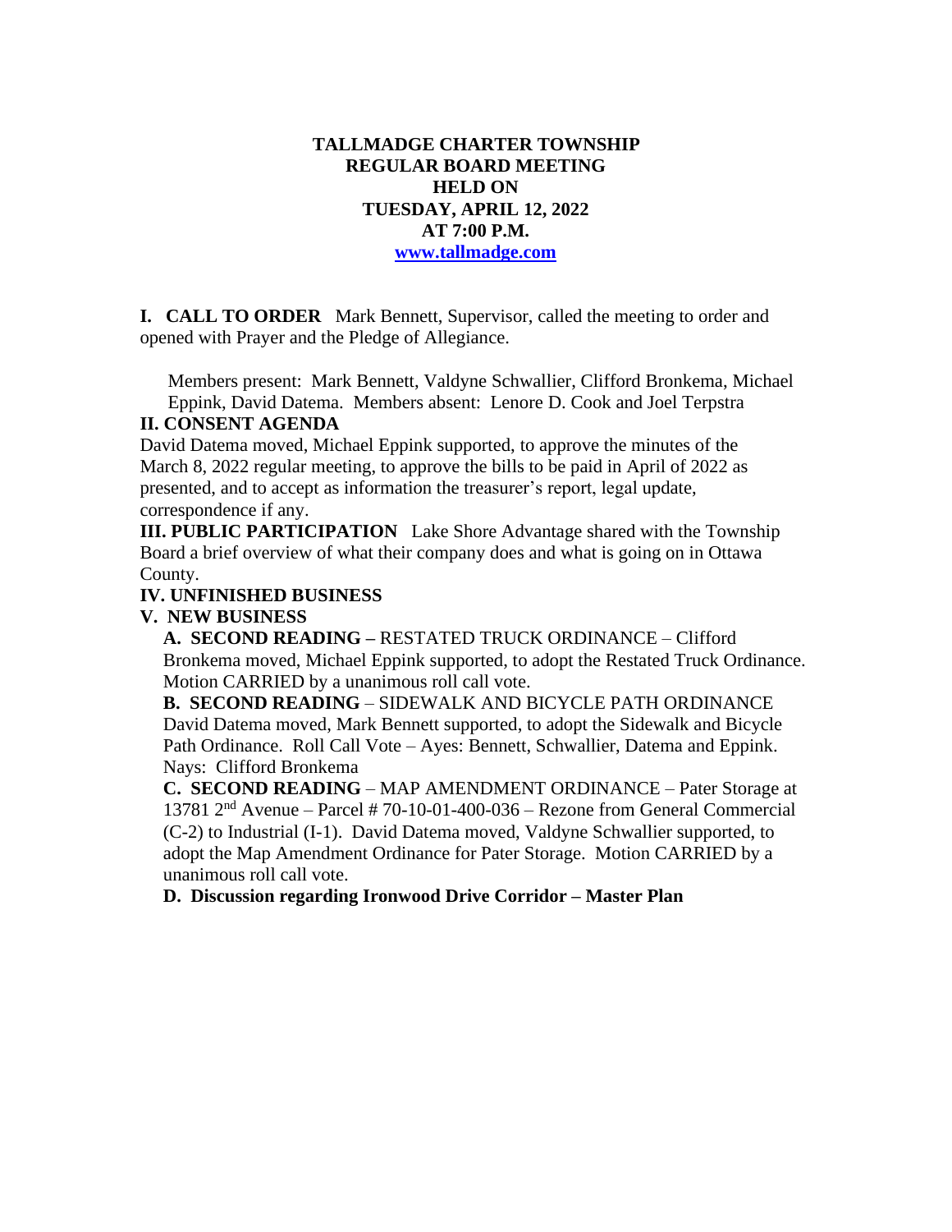**TALLMADGE CHARTER TOWNSHIP**
**REGULAR BOARD MEETING**
**HELD ON**
**TUESDAY, APRIL 12, 2022**
**AT 7:00 P.M.**
**[www.tallmadge.com](http://www.tallmadge.com)**

**I. CALL TO ORDER** Mark Bennett, Supervisor, called the meeting to order and opened with Prayer and the Pledge of Allegiance.

Members present: Mark Bennett, Valdyne Schwallier, Clifford Bronkema, Michael Eppink, David Datema. Members absent: Lenore D. Cook and Joel Terpstra

**II. CONSENT AGENDA**

David Datema moved, Michael Eppink supported, to approve the minutes of the March 8, 2022 regular meeting, to approve the bills to be paid in April of 2022 as presented, and to accept as information the treasurer's report, legal update, correspondence if any.

**III. PUBLIC PARTICIPATION** Lake Shore Advantage shared with the Township Board a brief overview of what their company does and what is going on in Ottawa County.

**IV. UNFINISHED BUSINESS**

**V. NEW BUSINESS**

**A. SECOND READING –** RESTATED TRUCK ORDINANCE – Clifford Bronkema moved, Michael Eppink supported, to adopt the Restated Truck Ordinance. Motion CARRIED by a unanimous roll call vote.

**B. SECOND READING** – SIDEWALK AND BICYCLE PATH ORDINANCE David Datema moved, Mark Bennett supported, to adopt the Sidewalk and Bicycle Path Ordinance. Roll Call Vote – Ayes: Bennett, Schwallier, Datema and Eppink. Nays: Clifford Bronkema

**C. SECOND READING** – MAP AMENDMENT ORDINANCE – Pater Storage at 13781 2nd Avenue – Parcel # 70-10-01-400-036 – Rezone from General Commercial (C-2) to Industrial (I-1). David Datema moved, Valdyne Schwallier supported, to adopt the Map Amendment Ordinance for Pater Storage. Motion CARRIED by a unanimous roll call vote.

**D. Discussion regarding Ironwood Drive Corridor – Master Plan**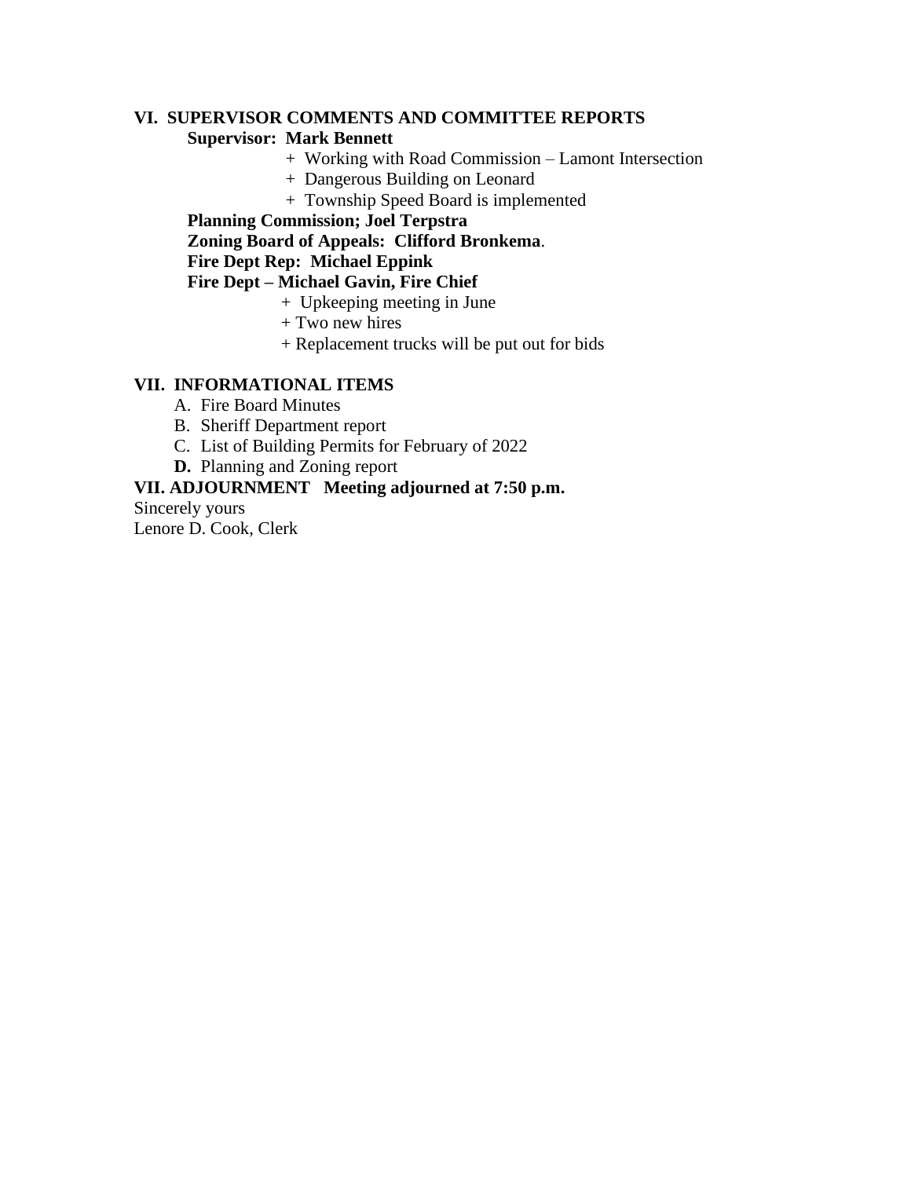**VI. SUPERVISOR COMMENTS AND COMMITTEE REPORTS**

**Supervisor: Mark Bennett**

+ Working with Road Commission – Lamont Intersection
+ Dangerous Building on Leonard
+ Township Speed Board is implemented

**Planning Commission; Joel Terpstra**

**Zoning Board of Appeals: Clifford Bronkema**.

**Fire Dept Rep: Michael Eppink**

**Fire Dept – Michael Gavin, Fire Chief**

+ Upkeeping meeting in June
+ Two new hires
+ Replacement trucks will be put out for bids

**VII. INFORMATIONAL ITEMS**

A. Fire Board Minutes
B. Sheriff Department report
C. List of Building Permits for February of 2022
**D.** Planning and Zoning report

**VII. ADJOURNMENT Meeting adjourned at 7:50 p.m.**

Sincerely yours
Lenore D. Cook, Clerk